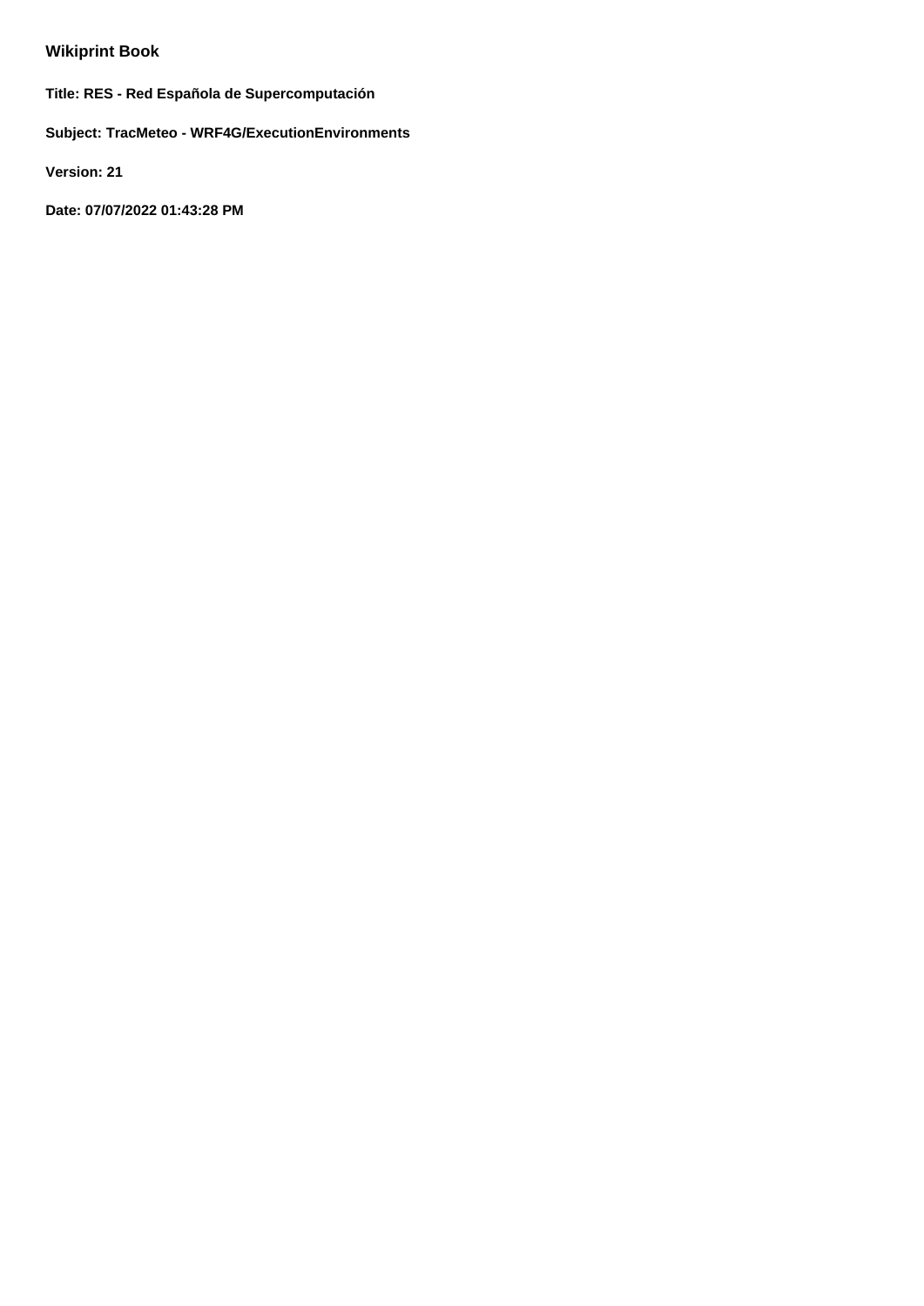# Wikiprint Book

**Title: RES - Red Española de Supercomputación**

**Subject: TracMeteo - WRF4G/ExecutionEnvironments**

**Version: 21**

**Date: 07/07/2022 01:43:28 PM**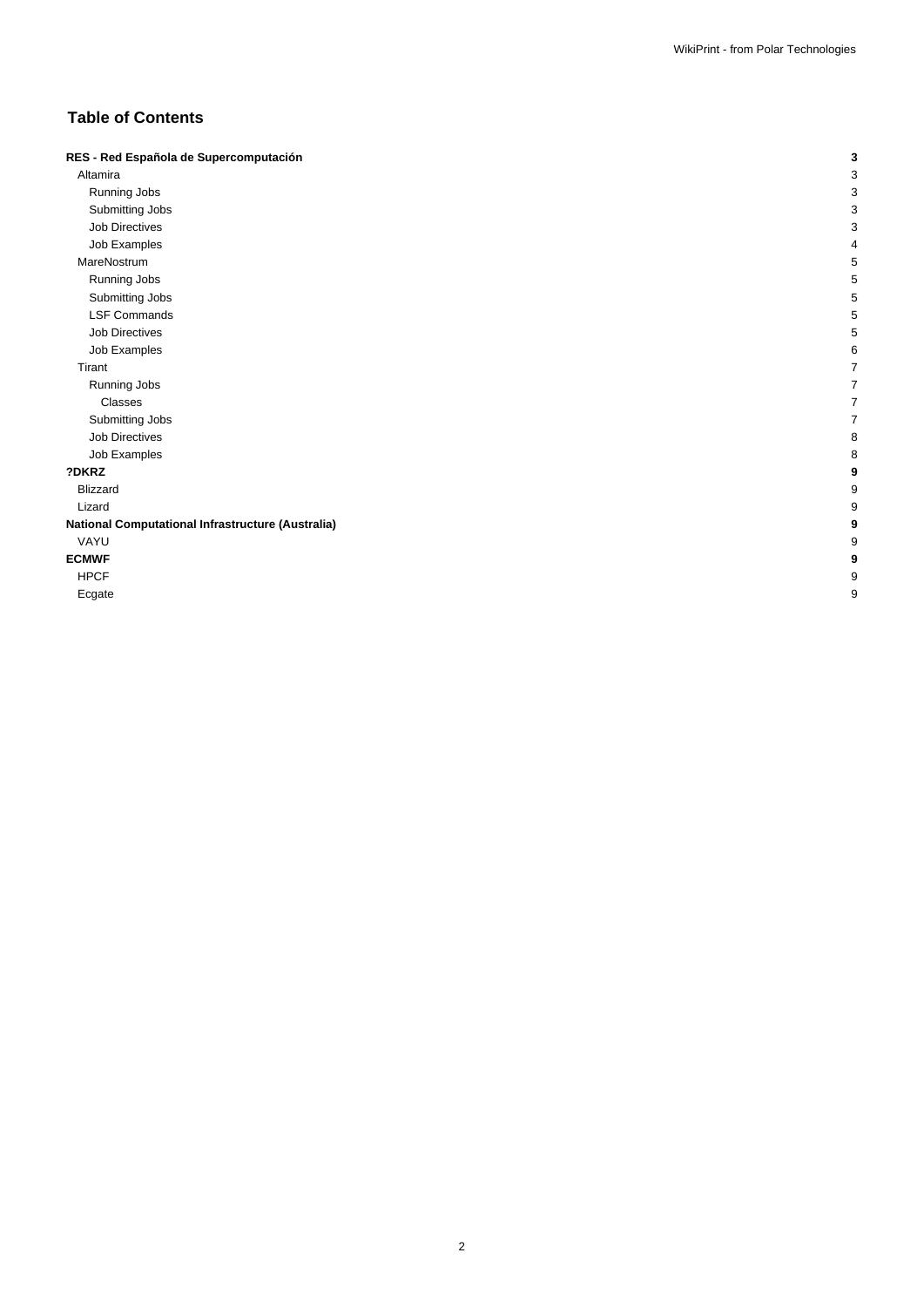# Table of Contents

| | |
|---|---|
| **RES - Red Española de Supercomputación** | **3** |
| Altamira | 3 |
| Running Jobs | 3 |
| Submitting Jobs | 3 |
| Job Directives | 3 |
| Job Examples | 4 |
| MareNostrum | 5 |
| Running Jobs | 5 |
| Submitting Jobs | 5 |
| LSF Commands | 5 |
| Job Directives | 5 |
| Job Examples | 6 |
| Tirant | 7 |
| Running Jobs | 7 |
| Classes | 7 |
| Submitting Jobs | 7 |
| Job Directives | 8 |
| Job Examples | 8 |
| **?DKRZ** | **9** |
| Blizzard | 9 |
| Lizard | 9 |
| **National Computational Infrastructure (Australia)** | **9** |
| VAYU | 9 |
| **ECMWF** | **9** |
| HPCF | 9 |
| Ecgate | 9 |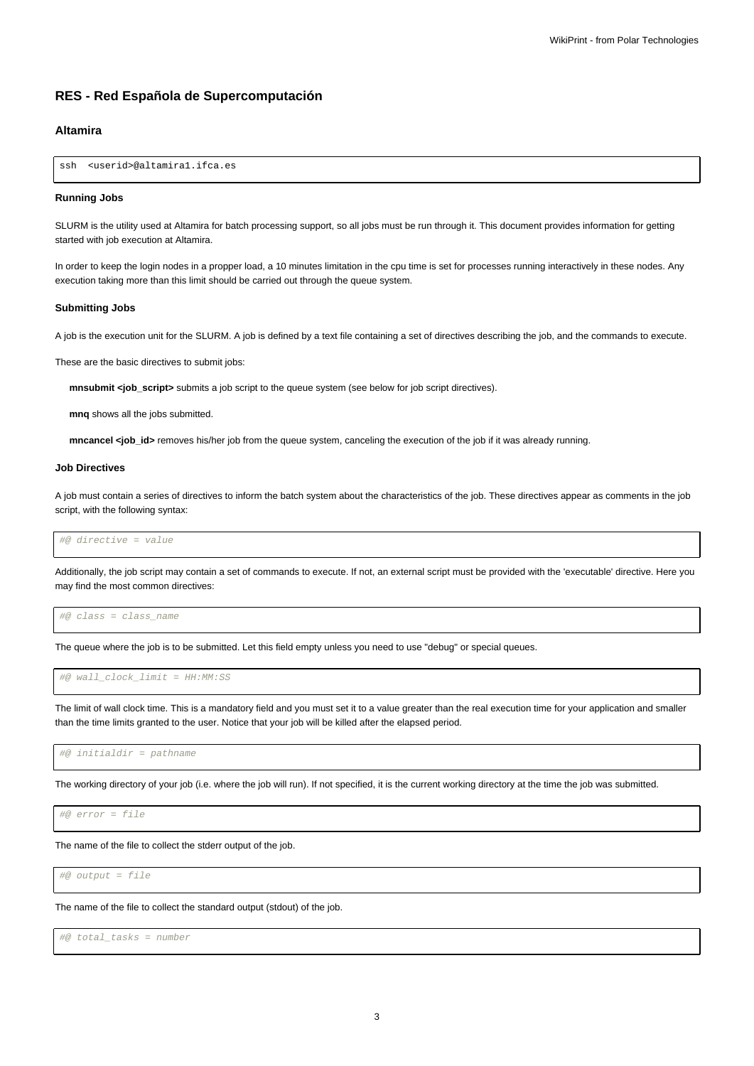## RES - Red Española de Supercomputación

### Altamira

```
ssh  <userid>@altamira1.ifca.es
```

#### Running Jobs

SLURM is the utility used at Altamira for batch processing support, so all jobs must be run through it. This document provides information for getting started with job execution at Altamira.

In order to keep the login nodes in a propper load, a 10 minutes limitation in the cpu time is set for processes running interactively in these nodes. Any execution taking more than this limit should be carried out through the queue system.

#### Submitting Jobs

A job is the execution unit for the SLURM. A job is defined by a text file containing a set of directives describing the job, and the commands to execute.

These are the basic directives to submit jobs:

**mnsubmit <job_script>** submits a job script to the queue system (see below for job script directives).

**mnq** shows all the jobs submitted.

**mncancel <job_id>** removes his/her job from the queue system, canceling the execution of the job if it was already running.

#### Job Directives

A job must contain a series of directives to inform the batch system about the characteristics of the job. These directives appear as comments in the job script, with the following syntax:

```
#@ directive = value
```

Additionally, the job script may contain a set of commands to execute. If not, an external script must be provided with the 'executable' directive. Here you may find the most common directives:

```
#@ class = class_name
```

The queue where the job is to be submitted. Let this field empty unless you need to use "debug" or special queues.

```
#@ wall_clock_limit = HH:MM:SS
```

The limit of wall clock time. This is a mandatory field and you must set it to a value greater than the real execution time for your application and smaller than the time limits granted to the user. Notice that your job will be killed after the elapsed period.

```
#@ initialdir = pathname
```

The working directory of your job (i.e. where the job will run). If not specified, it is the current working directory at the time the job was submitted.

```
#@ error = file
```

The name of the file to collect the stderr output of the job.

```
#@ output = file
```

The name of the file to collect the standard output (stdout) of the job.

```
#@ total_tasks = number
```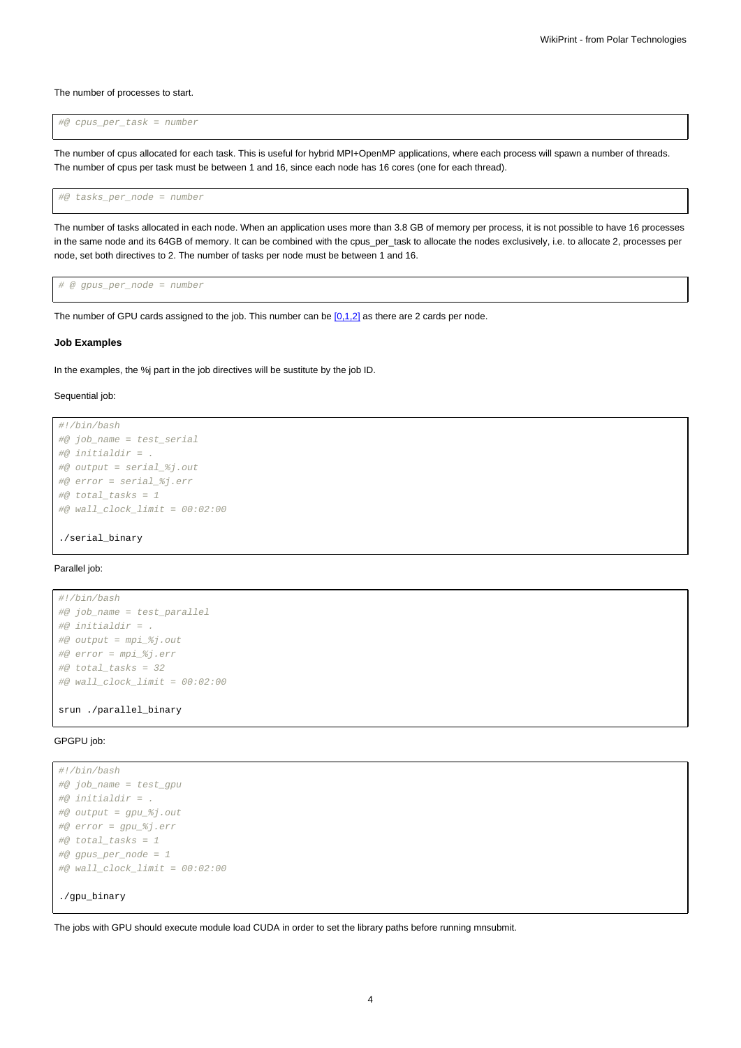The number of processes to start.

```
#@ cpus_per_task = number
```

The number of cpus allocated for each task. This is useful for hybrid MPI+OpenMP applications, where each process will spawn a number of threads. The number of cpus per task must be between 1 and 16, since each node has 16 cores (one for each thread).

```
#@ tasks_per_node = number
```

The number of tasks allocated in each node. When an application uses more than 3.8 GB of memory per process, it is not possible to have 16 processes in the same node and its 64GB of memory. It can be combined with the cpus_per_task to allocate the nodes exclusively, i.e. to allocate 2, processes per node, set both directives to 2. The number of tasks per node must be between 1 and 16.

```
# @ gpus_per_node = number
```

The number of GPU cards assigned to the job. This number can be [0,1,2] as there are 2 cards per node.

**Job Examples**

In the examples, the %j part in the job directives will be sustitute by the job ID.

Sequential job:

```
#!/bin/bash
#@ job_name = test_serial
#@ initialdir = .
#@ output = serial_%j.out
#@ error = serial_%j.err
#@ total_tasks = 1
#@ wall_clock_limit = 00:02:00

./serial_binary
```

Parallel job:

```
#!/bin/bash
#@ job_name = test_parallel
#@ initialdir = .
#@ output = mpi_%j.out
#@ error = mpi_%j.err
#@ total_tasks = 32
#@ wall_clock_limit = 00:02:00

srun ./parallel_binary
```

GPGPU job:

```
#!/bin/bash
#@ job_name = test_gpu
#@ initialdir = .
#@ output = gpu_%j.out
#@ error = gpu_%j.err
#@ total_tasks = 1
#@ gpus_per_node = 1
#@ wall_clock_limit = 00:02:00

./gpu_binary
```

The jobs with GPU should execute module load CUDA in order to set the library paths before running mnsubmit.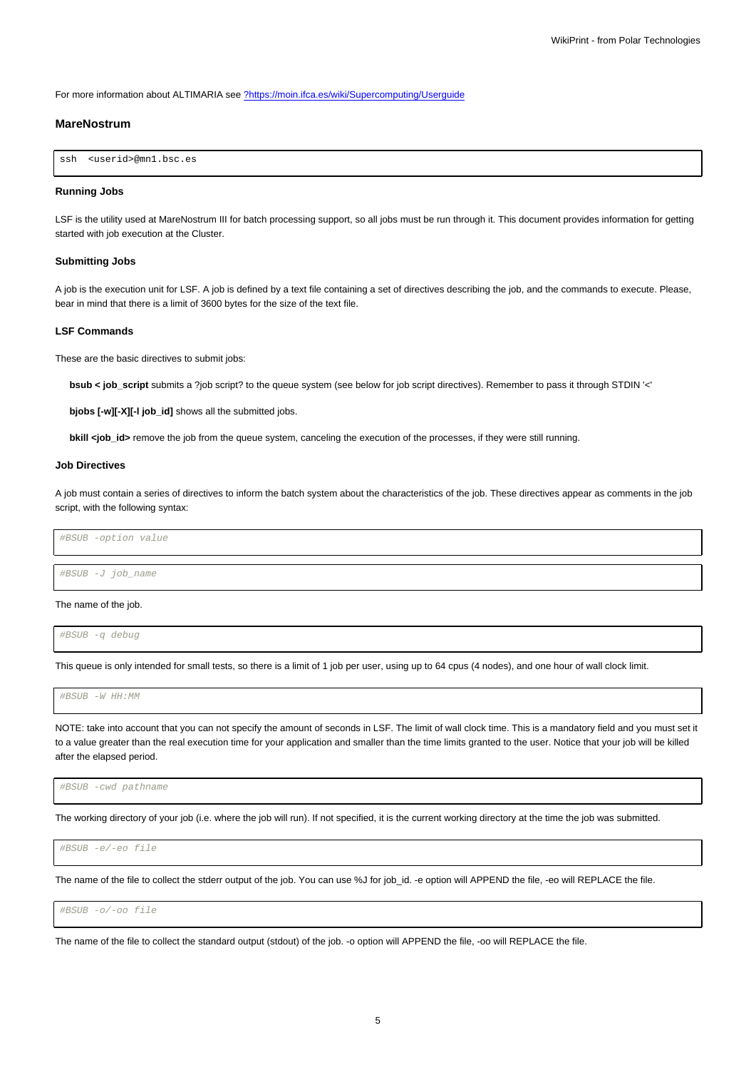For more information about ALTIMARIA see [?https://moin.ifca.es/wiki/Supercomputing/Userguide](https://moin.ifca.es/wiki/Supercomputing/Userguide)

### MareNostrum

```
ssh  <userid>@mn1.bsc.es
```

#### Running Jobs

LSF is the utility used at MareNostrum III for batch processing support, so all jobs must be run through it. This document provides information for getting started with job execution at the Cluster.

#### Submitting Jobs

A job is the execution unit for LSF. A job is defined by a text file containing a set of directives describing the job, and the commands to execute. Please, bear in mind that there is a limit of 3600 bytes for the size of the text file.

#### LSF Commands

These are the basic directives to submit jobs:

**bsub < job_script** submits a ?job script? to the queue system (see below for job script directives). Remember to pass it through STDIN '<'

**bjobs [-w][-X][-l job_id]** shows all the submitted jobs.

**bkill <job_id>** remove the job from the queue system, canceling the execution of the processes, if they were still running.

#### Job Directives

A job must contain a series of directives to inform the batch system about the characteristics of the job. These directives appear as comments in the job script, with the following syntax:

```
#BSUB -option value
```

```
#BSUB -J job_name
```

The name of the job.

```
#BSUB -q debug
```

This queue is only intended for small tests, so there is a limit of 1 job per user, using up to 64 cpus (4 nodes), and one hour of wall clock limit.

```
#BSUB -W HH:MM
```

NOTE: take into account that you can not specify the amount of seconds in LSF. The limit of wall clock time. This is a mandatory field and you must set it to a value greater than the real execution time for your application and smaller than the time limits granted to the user. Notice that your job will be killed after the elapsed period.

```
#BSUB -cwd pathname
```

The working directory of your job (i.e. where the job will run). If not specified, it is the current working directory at the time the job was submitted.

```
#BSUB -e/-eo file
```

The name of the file to collect the stderr output of the job. You can use %J for job_id. -e option will APPEND the file, -eo will REPLACE the file.

```
#BSUB -o/-oo file
```

The name of the file to collect the standard output (stdout) of the job. -o option will APPEND the file, -oo will REPLACE the file.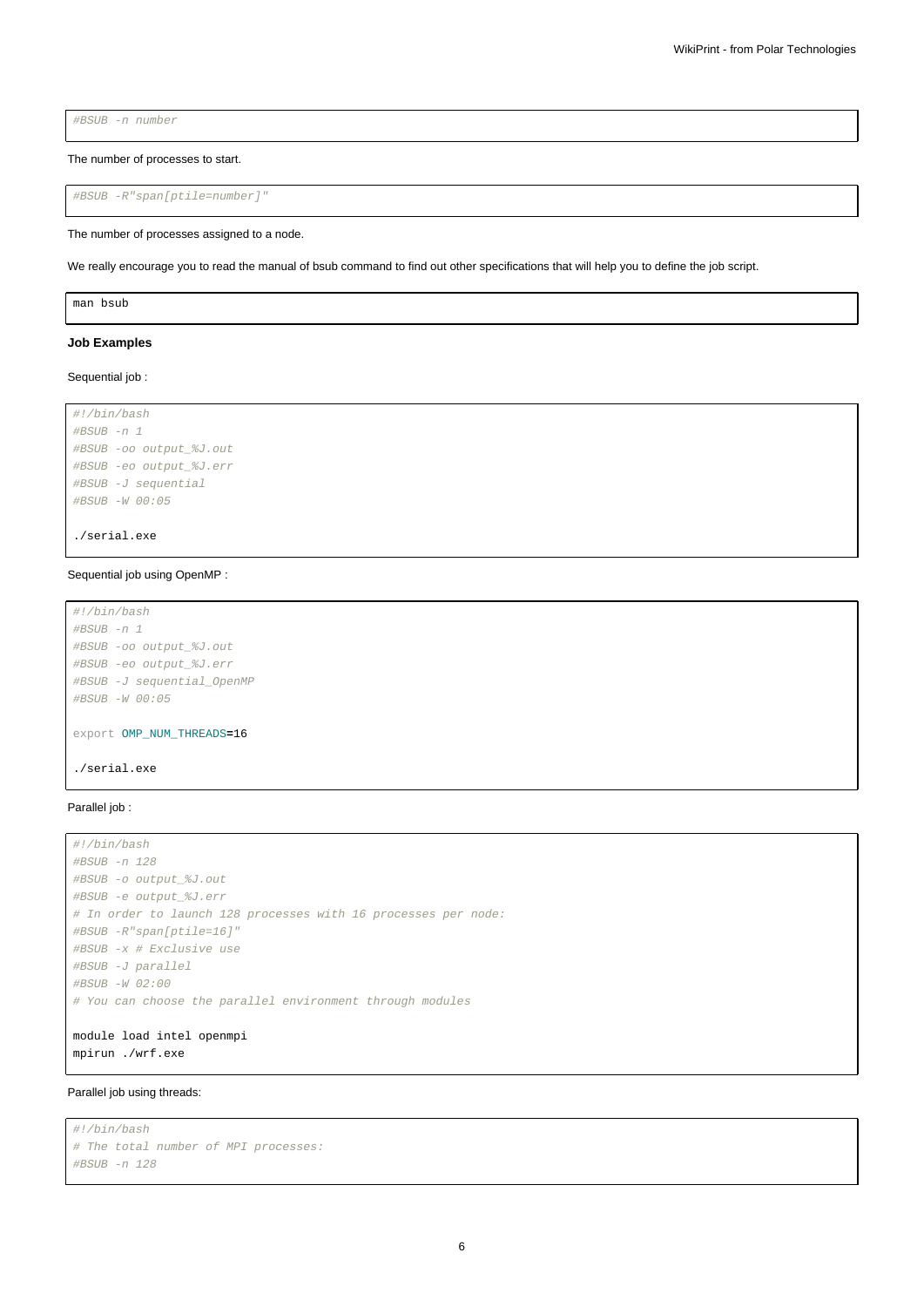```
#BSUB -n number
```

The number of processes to start.

```
#BSUB -R"span[ptile=number]"
```

The number of processes assigned to a node.

We really encourage you to read the manual of bsub command to find out other specifications that will help you to define the job script.

```
man bsub
```

**Job Examples**

Sequential job :

```
#!/bin/bash
#BSUB -n 1
#BSUB -oo output_%J.out
#BSUB -eo output_%J.err
#BSUB -J sequential
#BSUB -W 00:05

./serial.exe
```

Sequential job using OpenMP :

```
#!/bin/bash
#BSUB -n 1
#BSUB -oo output_%J.out
#BSUB -eo output_%J.err
#BSUB -J sequential_OpenMP
#BSUB -W 00:05

export OMP_NUM_THREADS=16

./serial.exe
```

Parallel job :

```
#!/bin/bash
#BSUB -n 128
#BSUB -o output_%J.out
#BSUB -e output_%J.err
# In order to launch 128 processes with 16 processes per node:
#BSUB -R"span[ptile=16]"
#BSUB -x # Exclusive use
#BSUB -J parallel
#BSUB -W 02:00
# You can choose the parallel environment through modules

module load intel openmpi
mpirun ./wrf.exe
```

Parallel job using threads:

```
#!/bin/bash
# The total number of MPI processes:
#BSUB -n 128
```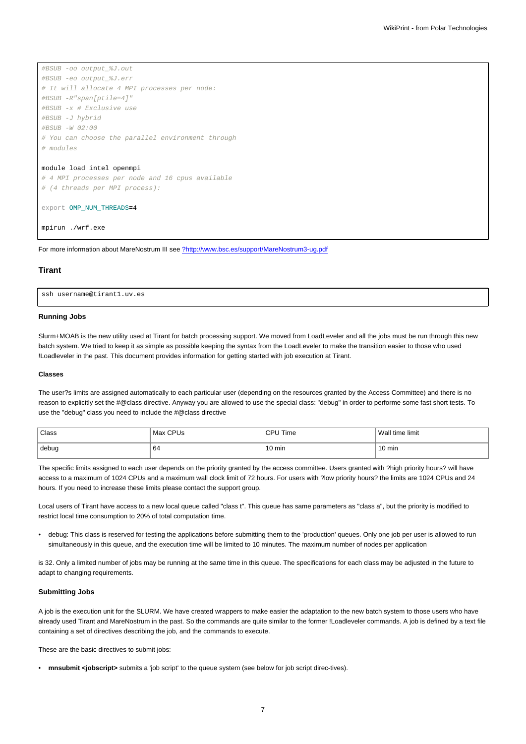```
#BSUB -oo output_%J.out
#BSUB -eo output_%J.err
# It will allocate 4 MPI processes per node:
#BSUB -R"span[ptile=4]"
#BSUB -x # Exclusive use
#BSUB -J hybrid
#BSUB -W 02:00
# You can choose the parallel environment through
# modules

module load intel openmpi
# 4 MPI processes per node and 16 cpus available
# (4 threads per MPI process):

export OMP_NUM_THREADS=4

mpirun ./wrf.exe
```

For more information about MareNostrum III see ?http://www.bsc.es/support/MareNostrum3-ug.pdf

## Tirant

```
ssh username@tirant1.uv.es
```

### Running Jobs

Slurm+MOAB is the new utility used at Tirant for batch processing support. We moved from LoadLeveler and all the jobs must be run through this new batch system. We tried to keep it as simple as possible keeping the syntax from the LoadLeveler to make the transition easier to those who used !Loadleveler in the past. This document provides information for getting started with job execution at Tirant.

#### Classes

The user?s limits are assigned automatically to each particular user (depending on the resources granted by the Access Committee) and there is no reason to explicitly set the #@class directive. Anyway you are allowed to use the special class: "debug" in order to performe some fast short tests. To use the "debug" class you need to include the #@class directive

| Class | Max CPUs | CPU Time | Wall time limit |
| --- | --- | --- | --- |
| debug | 64 | 10 min | 10 min |

The specific limits assigned to each user depends on the priority granted by the access committee. Users granted with ?high priority hours? will have access to a maximum of 1024 CPUs and a maximum wall clock limit of 72 hours. For users with ?low priority hours? the limits are 1024 CPUs and 24 hours. If you need to increase these limits please contact the support group.

Local users of Tirant have access to a new local queue called "class t". This queue has same parameters as "class a", but the priority is modified to restrict local time consumption to 20% of total computation time.

- debug: This class is reserved for testing the applications before submitting them to the 'production' queues. Only one job per user is allowed to run simultaneously in this queue, and the execution time will be limited to 10 minutes. The maximum number of nodes per application

is 32. Only a limited number of jobs may be running at the same time in this queue. The specifications for each class may be adjusted in the future to adapt to changing requirements.

### Submitting Jobs

A job is the execution unit for the SLURM. We have created wrappers to make easier the adaptation to the new batch system to those users who have already used Tirant and MareNostrum in the past. So the commands are quite similar to the former !Loadleveler commands. A job is defined by a text file containing a set of directives describing the job, and the commands to execute.

These are the basic directives to submit jobs:

- **mnsubmit <jobscript>** submits a 'job script' to the queue system (see below for job script direc-tives).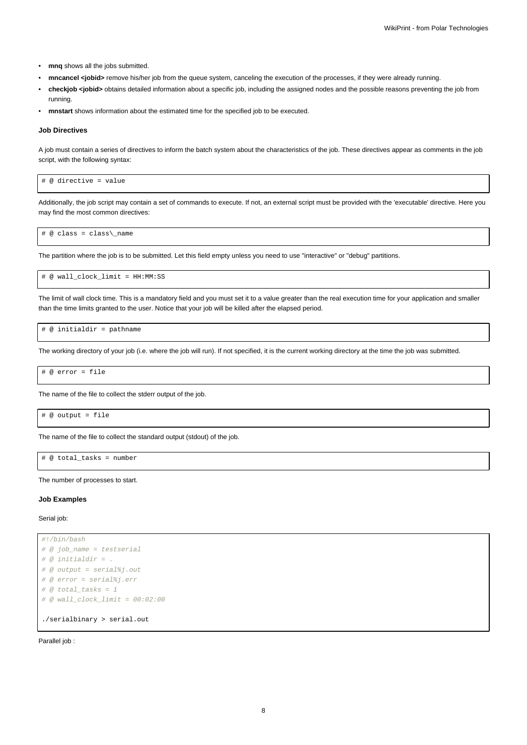- **mnq** shows all the jobs submitted.
- **mncancel <jobid>** remove his/her job from the queue system, canceling the execution of the processes, if they were already running.
- **checkjob <jobid>** obtains detailed information about a specific job, including the assigned nodes and the possible reasons preventing the job from running.
- **mnstart** shows information about the estimated time for the specified job to be executed.

#### Job Directives

A job must contain a series of directives to inform the batch system about the characteristics of the job. These directives appear as comments in the job script, with the following syntax:

```
# @ directive = value
```

Additionally, the job script may contain a set of commands to execute. If not, an external script must be provided with the 'executable' directive. Here you may find the most common directives:

```
# @ class = class\_name
```

The partition where the job is to be submitted. Let this field empty unless you need to use "interactive" or "debug" partitions.

```
# @ wall_clock_limit = HH:MM:SS
```

The limit of wall clock time. This is a mandatory field and you must set it to a value greater than the real execution time for your application and smaller than the time limits granted to the user. Notice that your job will be killed after the elapsed period.

```
# @ initialdir = pathname
```

The working directory of your job (i.e. where the job will run). If not specified, it is the current working directory at the time the job was submitted.

```
# @ error = file
```

The name of the file to collect the stderr output of the job.

```
# @ output = file
```

The name of the file to collect the standard output (stdout) of the job.

```
# @ total_tasks = number
```

The number of processes to start.

#### Job Examples

Serial job:

```
#!/bin/bash
# @ job_name = testserial
# @ initialdir = .
# @ output = serial%j.out
# @ error = serial%j.err
# @ total_tasks = 1
# @ wall_clock_limit = 00:02:00

./serialbinary > serial.out
```

Parallel job :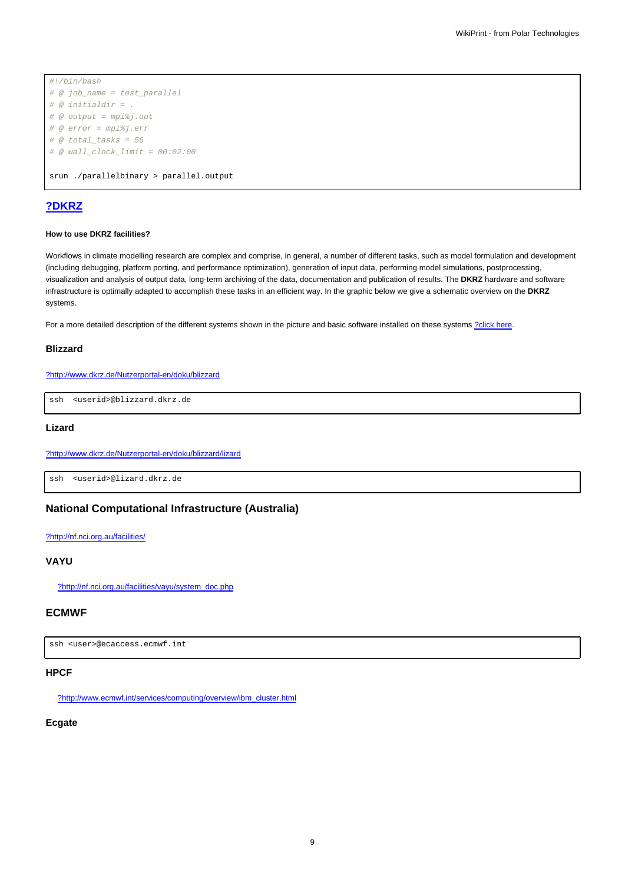```
#!/bin/bash
# @ job_name = test_parallel
# @ initialdir = .
# @ output = mpi%j.out
# @ error = mpi%j.err
# @ total_tasks = 56
# @ wall_clock_limit = 00:02:00

srun ./parallelbinary > parallel.output
```

## ?DKRZ

##### How to use DKRZ facilities?

Workflows in climate modelling research are complex and comprise, in general, a number of different tasks, such as model formulation and development (including debugging, platform porting, and performance optimization), generation of input data, performing model simulations, postprocessing, visualization and analysis of output data, long-term archiving of the data, documentation and publication of results. The **DKRZ** hardware and software infrastructure is optimally adapted to accomplish these tasks in an efficient way. In the graphic below we give a schematic overview on the **DKRZ** systems.

For a more detailed description of the different systems shown in the picture and basic software installed on these systems ?click here.

### Blizzard

?http://www.dkrz.de/Nutzerportal-en/doku/blizzard

```
ssh  <userid>@blizzard.dkrz.de
```

### Lizard

?http://www.dkrz.de/Nutzerportal-en/doku/blizzard/lizard

```
ssh  <userid>@lizard.dkrz.de
```

## National Computational Infrastructure (Australia)

?http://nf.nci.org.au/facilities/

### VAYU

?http://nf.nci.org.au/facilities/vayu/system_doc.php

## ECMWF

```
ssh <user>@ecaccess.ecmwf.int
```

### HPCF

?http://www.ecmwf.int/services/computing/overview/ibm_cluster.html

### Ecgate